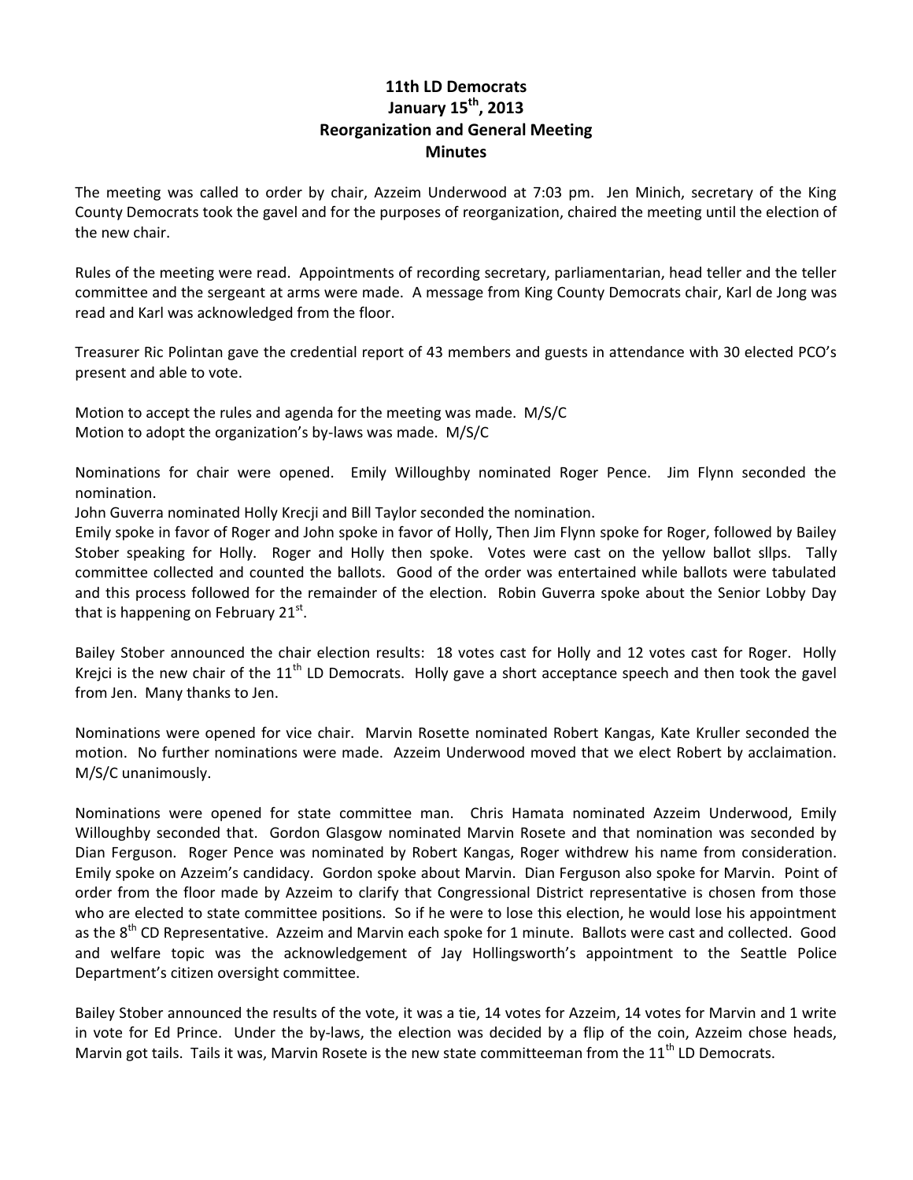# 11th LD Democrats
## January 15th, 2013
## Reorganization and General Meeting
## Minutes

The meeting was called to order by chair, Azzeim Underwood at 7:03 pm. Jen Minich, secretary of the King County Democrats took the gavel and for the purposes of reorganization, chaired the meeting until the election of the new chair.

Rules of the meeting were read. Appointments of recording secretary, parliamentarian, head teller and the teller committee and the sergeant at arms were made. A message from King County Democrats chair, Karl de Jong was read and Karl was acknowledged from the floor.

Treasurer Ric Polintan gave the credential report of 43 members and guests in attendance with 30 elected PCO's present and able to vote.

Motion to accept the rules and agenda for the meeting was made. M/S/C
Motion to adopt the organization's by-laws was made. M/S/C

Nominations for chair were opened. Emily Willoughby nominated Roger Pence. Jim Flynn seconded the nomination.
John Guverra nominated Holly Krecji and Bill Taylor seconded the nomination.
Emily spoke in favor of Roger and John spoke in favor of Holly, Then Jim Flynn spoke for Roger, followed by Bailey Stober speaking for Holly. Roger and Holly then spoke. Votes were cast on the yellow ballot sllps. Tally committee collected and counted the ballots. Good of the order was entertained while ballots were tabulated and this process followed for the remainder of the election. Robin Guverra spoke about the Senior Lobby Day that is happening on February 21st.

Bailey Stober announced the chair election results: 18 votes cast for Holly and 12 votes cast for Roger. Holly Krejci is the new chair of the 11th LD Democrats. Holly gave a short acceptance speech and then took the gavel from Jen. Many thanks to Jen.

Nominations were opened for vice chair. Marvin Rosette nominated Robert Kangas, Kate Kruller seconded the motion. No further nominations were made. Azzeim Underwood moved that we elect Robert by acclaimation. M/S/C unanimously.

Nominations were opened for state committee man. Chris Hamata nominated Azzeim Underwood, Emily Willoughby seconded that. Gordon Glasgow nominated Marvin Rosete and that nomination was seconded by Dian Ferguson. Roger Pence was nominated by Robert Kangas, Roger withdrew his name from consideration. Emily spoke on Azzeim's candidacy. Gordon spoke about Marvin. Dian Ferguson also spoke for Marvin. Point of order from the floor made by Azzeim to clarify that Congressional District representative is chosen from those who are elected to state committee positions. So if he were to lose this election, he would lose his appointment as the 8th CD Representative. Azzeim and Marvin each spoke for 1 minute. Ballots were cast and collected. Good and welfare topic was the acknowledgement of Jay Hollingsworth's appointment to the Seattle Police Department's citizen oversight committee.

Bailey Stober announced the results of the vote, it was a tie, 14 votes for Azzeim, 14 votes for Marvin and 1 write in vote for Ed Prince. Under the by-laws, the election was decided by a flip of the coin, Azzeim chose heads, Marvin got tails. Tails it was, Marvin Rosete is the new state committeeman from the 11th LD Democrats.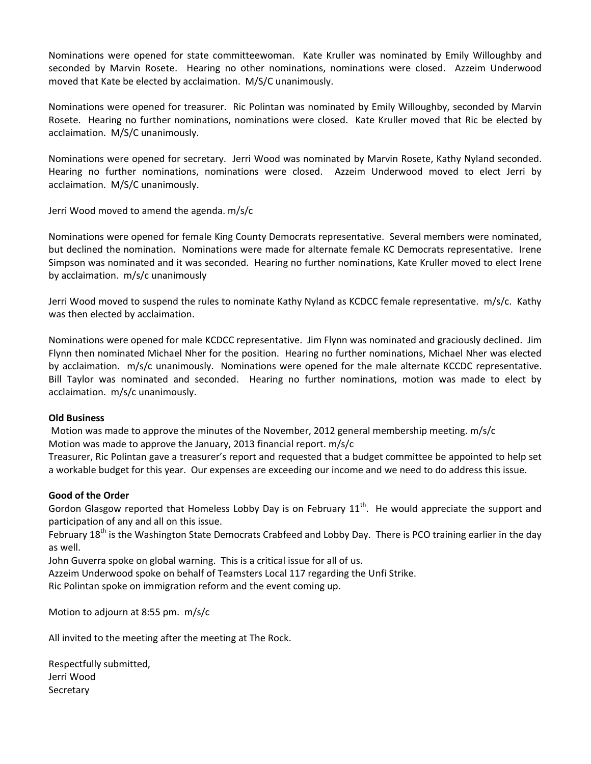Nominations were opened for state committeewoman. Kate Kruller was nominated by Emily Willoughby and seconded by Marvin Rosete. Hearing no other nominations, nominations were closed. Azzeim Underwood moved that Kate be elected by acclaimation. M/S/C unanimously.

Nominations were opened for treasurer. Ric Polintan was nominated by Emily Willoughby, seconded by Marvin Rosete. Hearing no further nominations, nominations were closed. Kate Kruller moved that Ric be elected by acclaimation. M/S/C unanimously.

Nominations were opened for secretary. Jerri Wood was nominated by Marvin Rosete, Kathy Nyland seconded. Hearing no further nominations, nominations were closed. Azzeim Underwood moved to elect Jerri by acclaimation. M/S/C unanimously.

Jerri Wood moved to amend the agenda. m/s/c

Nominations were opened for female King County Democrats representative. Several members were nominated, but declined the nomination. Nominations were made for alternate female KC Democrats representative. Irene Simpson was nominated and it was seconded. Hearing no further nominations, Kate Kruller moved to elect Irene by acclaimation. m/s/c unanimously

Jerri Wood moved to suspend the rules to nominate Kathy Nyland as KCDCC female representative. m/s/c. Kathy was then elected by acclaimation.

Nominations were opened for male KCDCC representative. Jim Flynn was nominated and graciously declined. Jim Flynn then nominated Michael Nher for the position. Hearing no further nominations, Michael Nher was elected by acclaimation. m/s/c unanimously. Nominations were opened for the male alternate KCCDC representative. Bill Taylor was nominated and seconded. Hearing no further nominations, motion was made to elect by acclaimation. m/s/c unanimously.

**Old Business**

Motion was made to approve the minutes of the November, 2012 general membership meeting. m/s/c
Motion was made to approve the January, 2013 financial report. m/s/c
Treasurer, Ric Polintan gave a treasurer's report and requested that a budget committee be appointed to help set a workable budget for this year. Our expenses are exceeding our income and we need to do address this issue.

**Good of the Order**

Gordon Glasgow reported that Homeless Lobby Day is on February 11th. He would appreciate the support and participation of any and all on this issue.
February 18th is the Washington State Democrats Crabfeed and Lobby Day. There is PCO training earlier in the day as well.
John Guverra spoke on global warning. This is a critical issue for all of us.
Azzeim Underwood spoke on behalf of Teamsters Local 117 regarding the Unfi Strike.
Ric Polintan spoke on immigration reform and the event coming up.

Motion to adjourn at 8:55 pm. m/s/c

All invited to the meeting after the meeting at The Rock.

Respectfully submitted,
Jerri Wood
Secretary